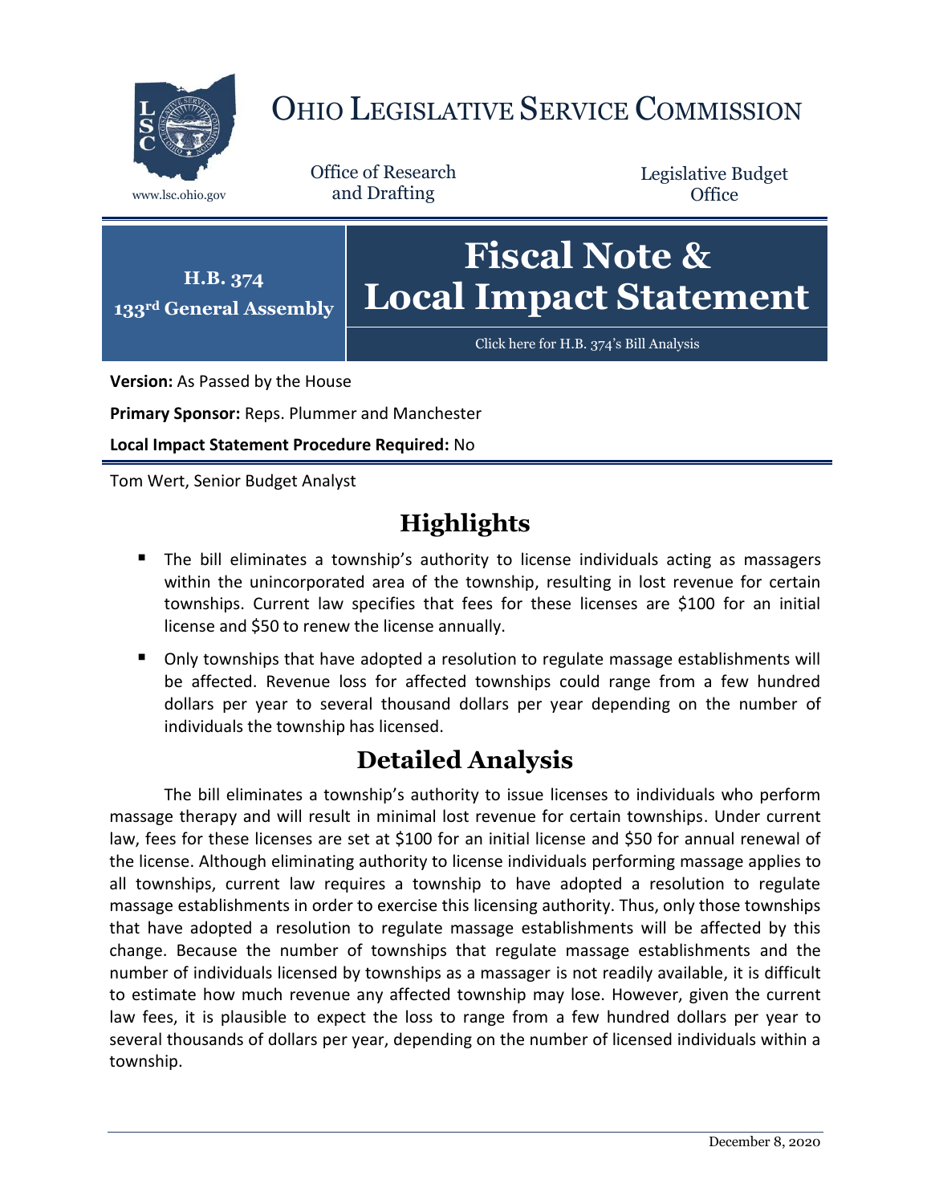# OHIO LEGISLATIVE SERVICE COMMISSION

www.lsc.ohio.gov

Office of Research and Drafting

Legislative Budget Office

**H.B. 374**
**133rd General Assembly**

# Fiscal Note & Local Impact Statement

Click here for H.B. 374's Bill Analysis

**Version:** As Passed by the House

**Primary Sponsor:** Reps. Plummer and Manchester

**Local Impact Statement Procedure Required:** No

Tom Wert, Senior Budget Analyst

## Highlights

- The bill eliminates a township's authority to license individuals acting as massagers within the unincorporated area of the township, resulting in lost revenue for certain townships. Current law specifies that fees for these licenses are $100 for an initial license and $50 to renew the license annually.
- Only townships that have adopted a resolution to regulate massage establishments will be affected. Revenue loss for affected townships could range from a few hundred dollars per year to several thousand dollars per year depending on the number of individuals the township has licensed.

## Detailed Analysis

The bill eliminates a township's authority to issue licenses to individuals who perform massage therapy and will result in minimal lost revenue for certain townships. Under current law, fees for these licenses are set at $100 for an initial license and $50 for annual renewal of the license. Although eliminating authority to license individuals performing massage applies to all townships, current law requires a township to have adopted a resolution to regulate massage establishments in order to exercise this licensing authority. Thus, only those townships that have adopted a resolution to regulate massage establishments will be affected by this change. Because the number of townships that regulate massage establishments and the number of individuals licensed by townships as a massager is not readily available, it is difficult to estimate how much revenue any affected township may lose. However, given the current law fees, it is plausible to expect the loss to range from a few hundred dollars per year to several thousands of dollars per year, depending on the number of licensed individuals within a township.

December 8, 2020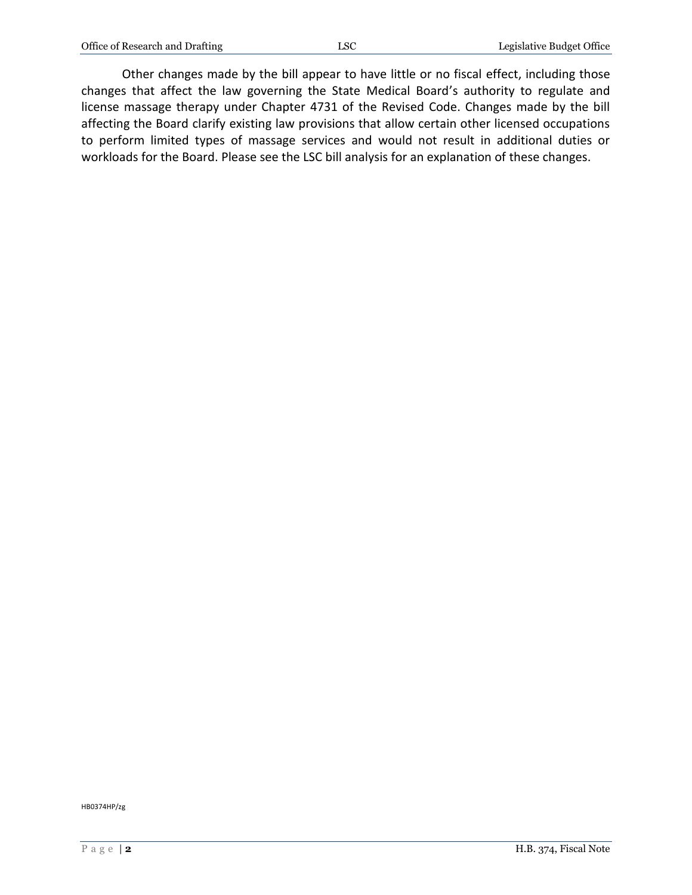Other changes made by the bill appear to have little or no fiscal effect, including those changes that affect the law governing the State Medical Board's authority to regulate and license massage therapy under Chapter 4731 of the Revised Code. Changes made by the bill affecting the Board clarify existing law provisions that allow certain other licensed occupations to perform limited types of massage services and would not result in additional duties or workloads for the Board. Please see the LSC bill analysis for an explanation of these changes.

HB0374HP/zg